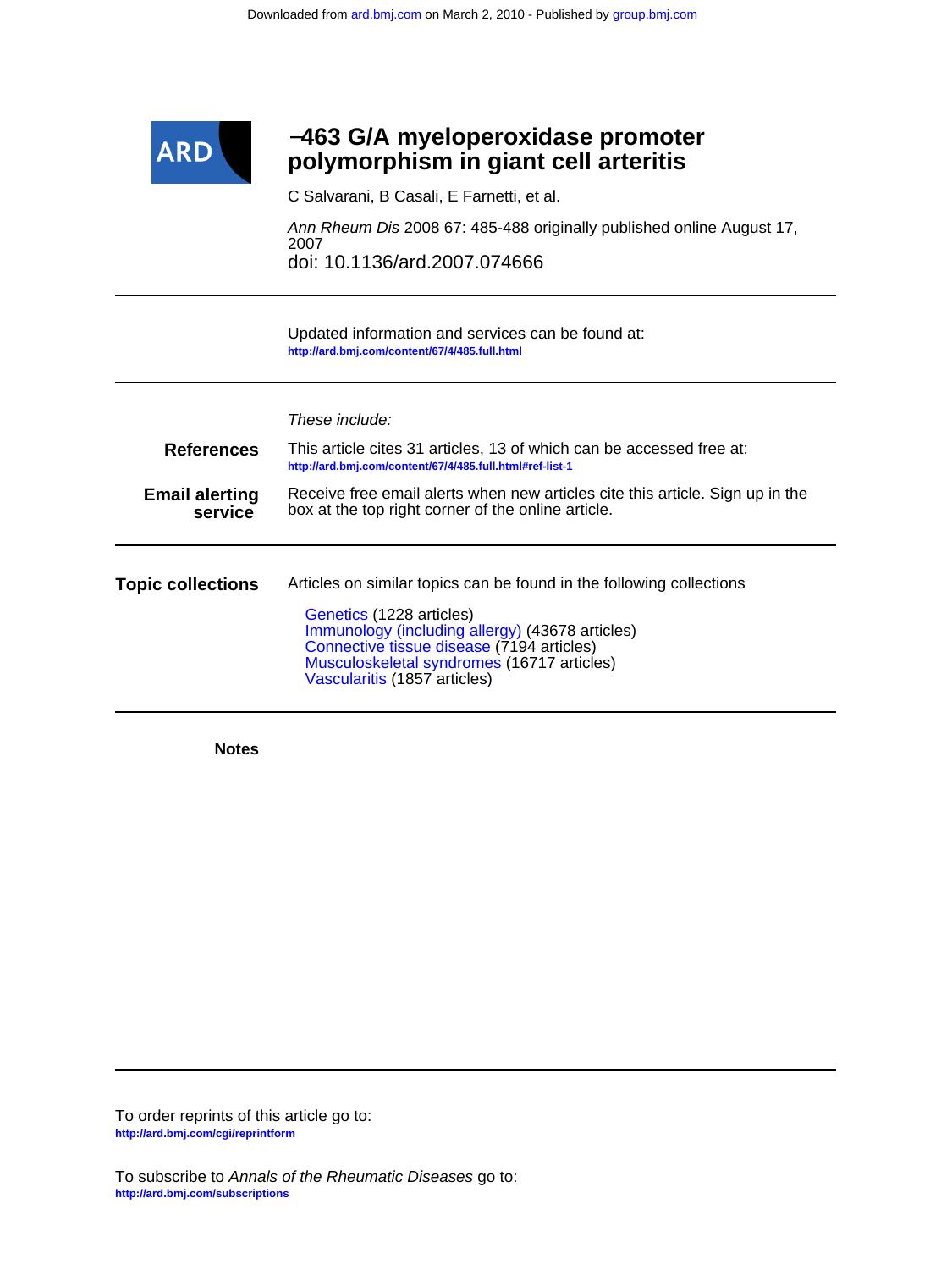Downloaded from ard.bmj.com on March 2, 2010 - Published by group.bmj.com

# −463 G/A myeloperoxidase promoter polymorphism in giant cell arteritis

C Salvarani, B Casali, E Farnetti, et al.

*Ann Rheum Dis* 2008 67: 485-488 originally published online August 17, 2007

doi: 10.1136/ard.2007.074666

Updated information and services can be found at:
http://ard.bmj.com/content/67/4/485.full.html

*These include:*

**References**

This article cites 31 articles, 13 of which can be accessed free at:
http://ard.bmj.com/content/67/4/485.full.html#ref-list-1

**Email alerting service**

Receive free email alerts when new articles cite this article. Sign up in the box at the top right corner of the online article.

**Topic collections**

Articles on similar topics can be found in the following collections

- Genetics (1228 articles)
- Immunology (including allergy) (43678 articles)
- Connective tissue disease (7194 articles)
- Musculoskeletal syndromes (16717 articles)
- Vascularitis (1857 articles)

**Notes**

To order reprints of this article go to:
http://ard.bmj.com/cgi/reprintform

To subscribe to *Annals of the Rheumatic Diseases* go to:
http://ard.bmj.com/subscriptions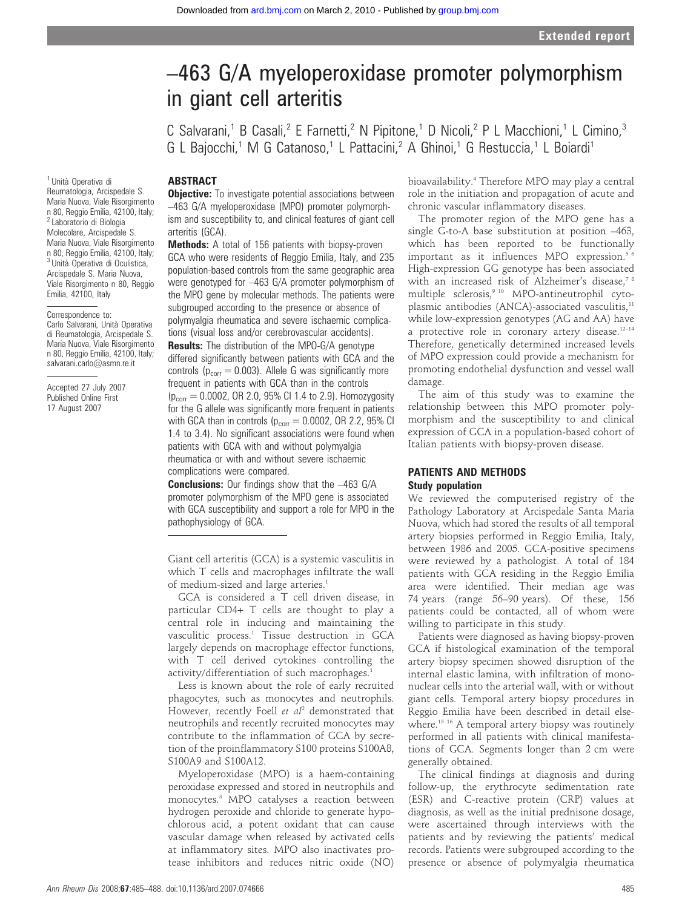# –463 G/A myeloperoxidase promoter polymorphism in giant cell arteritis

C Salvarani,[1] B Casali,[2] E Farnetti,[2] N Pipitone,[1] D Nicoli,[2] P L Macchioni,[1] L Cimino,[3] G L Bajocchi,[1] M G Catanoso,[1] L Pattacini,[2] A Ghinoi,[1] G Restuccia,[1] L Boiardi[1]

[1] Unità Operativa di Reumatologia, Arcispedale S. Maria Nuova, Viale Risorgimento n 80, Reggio Emilia, 42100, Italy; [2] Laboratorio di Biologia Molecolare, Arcispedale S. Maria Nuova, Viale Risorgimento n 80, Reggio Emilia, 42100, Italy; [3] Unità Operativa di Oculistica, Arcispedale S. Maria Nuova, Viale Risorgimento n 80, Reggio Emilia, 42100, Italy

Correspondence to: Carlo Salvarani, Unità Operativa di Reumatologia, Arcispedale S. Maria Nuova, Viale Risorgimento n 80, Reggio Emilia, 42100, Italy; salvarani.carlo@asmn.re.it

Accepted 27 July 2007
Published Online First 17 August 2007

## ABSTRACT

**Objective:** To investigate potential associations between –463 G/A myeloperoxidase (MPO) promoter polymorphism and susceptibility to, and clinical features of giant cell arteritis (GCA).

**Methods:** A total of 156 patients with biopsy-proven GCA who were residents of Reggio Emilia, Italy, and 235 population-based controls from the same geographic area were genotyped for –463 G/A promoter polymorphism of the MPO gene by molecular methods. The patients were subgrouped according to the presence or absence of polymyalgia rheumatica and severe ischaemic complications (visual loss and/or cerebrovascular accidents).

**Results:** The distribution of the MPO-G/A genotype differed significantly between patients with GCA and the controls ($p_{corr} = 0.003$). Allele G was significantly more frequent in patients with GCA than in the controls ($p_{corr} = 0.0002$, OR 2.0, 95% CI 1.4 to 2.9). Homozygosity for the G allele was significantly more frequent in patients with GCA than in controls ($p_{corr} = 0.0002$, OR 2.2, 95% CI 1.4 to 3.4). No significant associations were found when patients with GCA with and without polymyalgia rheumatica or with and without severe ischaemic complications were compared.

**Conclusions:** Our findings show that the –463 G/A promoter polymorphism of the MPO gene is associated with GCA susceptibility and support a role for MPO in the pathophysiology of GCA.

Giant cell arteritis (GCA) is a systemic vasculitis in which T cells and macrophages infiltrate the wall of medium-sized and large arteries.[1]

GCA is considered a T cell driven disease, in particular CD4+ T cells are thought to play a central role in inducing and maintaining the vasculitic process.[1] Tissue destruction in GCA largely depends on macrophage effector functions, with T cell derived cytokines controlling the activity/differentiation of such macrophages.[1]

Less is known about the role of early recruited phagocytes, such as monocytes and neutrophils. However, recently Foell *et al*[2] demonstrated that neutrophils and recently recruited monocytes may contribute to the inflammation of GCA by secretion of the proinflammatory S100 proteins S100A8, S100A9 and S100A12.

Myeloperoxidase (MPO) is a haem-containing peroxidase expressed and stored in neutrophils and monocytes.[3] MPO catalyses a reaction between hydrogen peroxide and chloride to generate hypochlorous acid, a potent oxidant that can cause vascular damage when released by activated cells at inflammatory sites. MPO also inactivates protease inhibitors and reduces nitric oxide (NO) bioavailability.[4] Therefore MPO may play a central role in the initiation and propagation of acute and chronic vascular inflammatory diseases.

The promoter region of the MPO gene has a single G-to-A base substitution at position –463, which has been reported to be functionally important as it influences MPO expression.[5,6] High-expression GG genotype has been associated with an increased risk of Alzheimer's disease,[7,8] multiple sclerosis,[9,10] MPO-antineutrophil cytoplasmic antibodies (ANCA)-associated vasculitis,[11] while low-expression genotypes (AG and AA) have a protective role in coronary artery disease.[12–14] Therefore, genetically determined increased levels of MPO expression could provide a mechanism for promoting endothelial dysfunction and vessel wall damage.

The aim of this study was to examine the relationship between this MPO promoter polymorphism and the susceptibility to and clinical expression of GCA in a population-based cohort of Italian patients with biopsy-proven disease.

## PATIENTS AND METHODS

### Study population

We reviewed the computerised registry of the Pathology Laboratory at Arcispedale Santa Maria Nuova, which had stored the results of all temporal artery biopsies performed in Reggio Emilia, Italy, between 1986 and 2005. GCA-positive specimens were reviewed by a pathologist. A total of 184 patients with GCA residing in the Reggio Emilia area were identified. Their median age was 74 years (range 56–90 years). Of these, 156 patients could be contacted, all of whom were willing to participate in this study.

Patients were diagnosed as having biopsy-proven GCA if histological examination of the temporal artery biopsy specimen showed disruption of the internal elastic lamina, with infiltration of mononuclear cells into the arterial wall, with or without giant cells. Temporal artery biopsy procedures in Reggio Emilia have been described in detail elsewhere.[15,16] A temporal artery biopsy was routinely performed in all patients with clinical manifestations of GCA. Segments longer than 2 cm were generally obtained.

The clinical findings at diagnosis and during follow-up, the erythrocyte sedimentation rate (ESR) and C-reactive protein (CRP) values at diagnosis, as well as the initial prednisone dosage, were ascertained through interviews with the patients and by reviewing the patients' medical records. Patients were subgrouped according to the presence or absence of polymyalgia rheumatica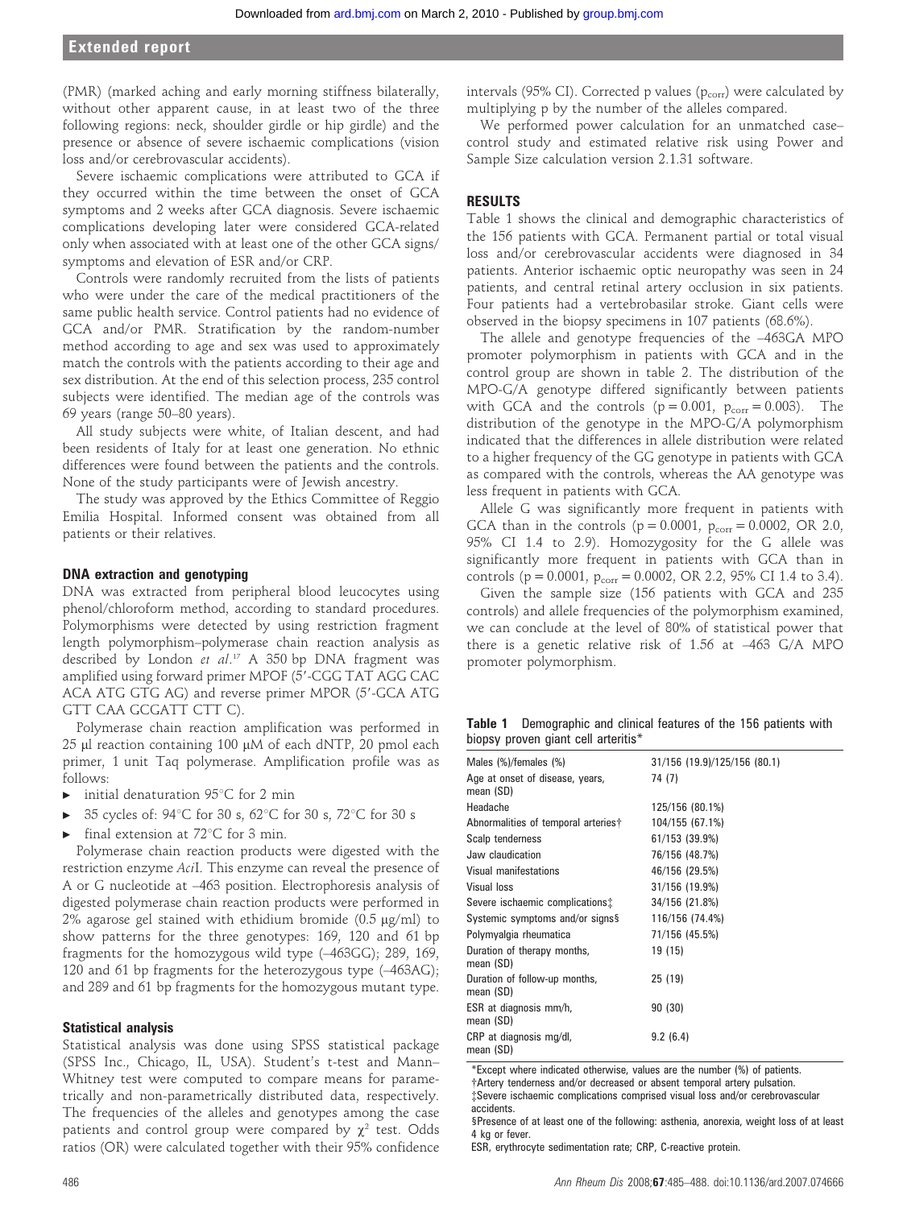(PMR) (marked aching and early morning stiffness bilaterally, without other apparent cause, in at least two of the three following regions: neck, shoulder girdle or hip girdle) and the presence or absence of severe ischaemic complications (vision loss and/or cerebrovascular accidents).

Severe ischaemic complications were attributed to GCA if they occurred within the time between the onset of GCA symptoms and 2 weeks after GCA diagnosis. Severe ischaemic complications developing later were considered GCA-related only when associated with at least one of the other GCA signs/symptoms and elevation of ESR and/or CRP.

Controls were randomly recruited from the lists of patients who were under the care of the medical practitioners of the same public health service. Control patients had no evidence of GCA and/or PMR. Stratification by the random-number method according to age and sex was used to approximately match the controls with the patients according to their age and sex distribution. At the end of this selection process, 235 control subjects were identified. The median age of the controls was 69 years (range 50–80 years).

All study subjects were white, of Italian descent, and had been residents of Italy for at least one generation. No ethnic differences were found between the patients and the controls. None of the study participants were of Jewish ancestry.

The study was approved by the Ethics Committee of Reggio Emilia Hospital. Informed consent was obtained from all patients or their relatives.

### DNA extraction and genotyping

DNA was extracted from peripheral blood leucocytes using phenol/chloroform method, according to standard procedures. Polymorphisms were detected by using restriction fragment length polymorphism–polymerase chain reaction analysis as described by London *et al*.[17] A 350 bp DNA fragment was amplified using forward primer MPOF (5′-CGG TAT AGG CAC ACA ATG GTG AG) and reverse primer MPOR (5′-GCA ATG GTT CAA GCGATT CTT C).

Polymerase chain reaction amplification was performed in 25 μl reaction containing 100 μM of each dNTP, 20 pmol each primer, 1 unit Taq polymerase. Amplification profile was as follows:

- initial denaturation 95°C for 2 min
- 35 cycles of: 94°C for 30 s, 62°C for 30 s, 72°C for 30 s
- final extension at 72°C for 3 min.

Polymerase chain reaction products were digested with the restriction enzyme *Aci*I. This enzyme can reveal the presence of A or G nucleotide at –463 position. Electrophoresis analysis of digested polymerase chain reaction products were performed in 2% agarose gel stained with ethidium bromide (0.5 μg/ml) to show patterns for the three genotypes: 169, 120 and 61 bp fragments for the homozygous wild type (–463GG); 289, 169, 120 and 61 bp fragments for the heterozygous type (–463AG); and 289 and 61 bp fragments for the homozygous mutant type.

### Statistical analysis

Statistical analysis was done using SPSS statistical package (SPSS Inc., Chicago, IL, USA). Student's t-test and Mann–Whitney test were computed to compare means for parametrically and non-parametrically distributed data, respectively. The frequencies of the alleles and genotypes among the case patients and control group were compared by $\chi^2$ test. Odds ratios (OR) were calculated together with their 95% confidence intervals (95% CI). Corrected p values ($p_{corr}$) were calculated by multiplying p by the number of the alleles compared.

We performed power calculation for an unmatched case–control study and estimated relative risk using Power and Sample Size calculation version 2.1.31 software.

## RESULTS

Table 1 shows the clinical and demographic characteristics of the 156 patients with GCA. Permanent partial or total visual loss and/or cerebrovascular accidents were diagnosed in 34 patients. Anterior ischaemic optic neuropathy was seen in 24 patients, and central retinal artery occlusion in six patients. Four patients had a vertebrobasilar stroke. Giant cells were observed in the biopsy specimens in 107 patients (68.6%).

The allele and genotype frequencies of the –463GA MPO promoter polymorphism in patients with GCA and in the control group are shown in table 2. The distribution of the MPO-G/A genotype differed significantly between patients with GCA and the controls ($p = 0.001$, $p_{corr} = 0.003$). The distribution of the genotype in the MPO-G/A polymorphism indicated that the differences in allele distribution were related to a higher frequency of the GG genotype in patients with GCA as compared with the controls, whereas the AA genotype was less frequent in patients with GCA.

Allele G was significantly more frequent in patients with GCA than in the controls ($p = 0.0001$, $p_{corr} = 0.0002$, OR 2.0, 95% CI 1.4 to 2.9). Homozygosity for the G allele was significantly more frequent in patients with GCA than in controls ($p = 0.0001$, $p_{corr} = 0.0002$, OR 2.2, 95% CI 1.4 to 3.4).

Given the sample size (156 patients with GCA and 235 controls) and allele frequencies of the polymorphism examined, we can conclude at the level of 80% of statistical power that there is a genetic relative risk of 1.56 at –463 G/A MPO promoter polymorphism.

**Table 1** Demographic and clinical features of the 156 patients with biopsy proven giant cell arteritis*

| | |
|---|---|
| Males (%)/females (%) | 31/156 (19.9)/125/156 (80.1) |
| Age at onset of disease, years, mean (SD) | 74 (7) |
| Headache | 125/156 (80.1%) |
| Abnormalities of temporal arteries† | 104/155 (67.1%) |
| Scalp tenderness | 61/153 (39.9%) |
| Jaw claudication | 76/156 (48.7%) |
| Visual manifestations | 46/156 (29.5%) |
| Visual loss | 31/156 (19.9%) |
| Severe ischaemic complications‡ | 34/156 (21.8%) |
| Systemic symptoms and/or signs§ | 116/156 (74.4%) |
| Polymyalgia rheumatica | 71/156 (45.5%) |
| Duration of therapy months, mean (SD) | 19 (15) |
| Duration of follow-up months, mean (SD) | 25 (19) |
| ESR at diagnosis mm/h, mean (SD) | 90 (30) |
| CRP at diagnosis mg/dl, mean (SD) | 9.2 (6.4) |

*Except where indicated otherwise, values are the number (%) of patients.
†Artery tenderness and/or decreased or absent temporal artery pulsation.
‡Severe ischaemic complications comprised visual loss and/or cerebrovascular accidents.
§Presence of at least one of the following: asthenia, anorexia, weight loss of at least 4 kg or fever.
ESR, erythrocyte sedimentation rate; CRP, C-reactive protein.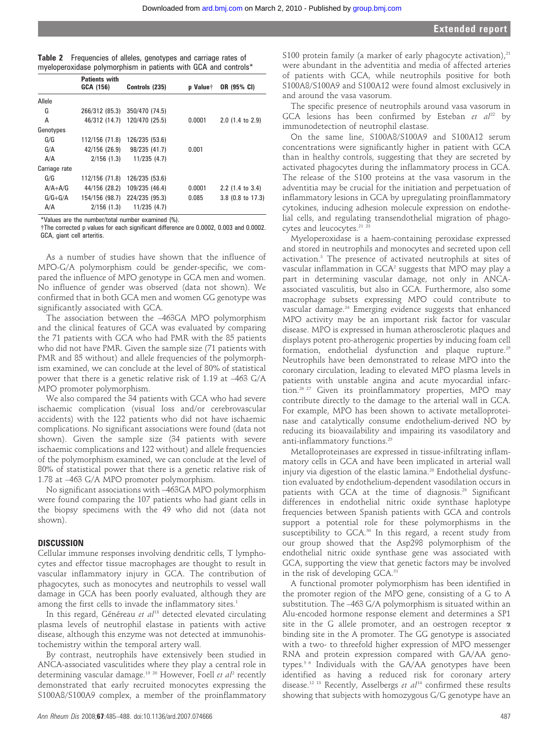**Table 2** Frequencies of alleles, genotypes and carriage rates of myeloperoxidase polymorphism in patients with GCA and controls*

| | Patients with GCA (156) | Controls (235) | p Value† | OR (95% CI) |
|---|---|---|---|---|
| Allele | | | | |
| G | 266/312 (85.3) | 350/470 (74.5) | | |
| A | 46/312 (14.7) | 120/470 (25.5) | 0.0001 | 2.0 (1.4 to 2.9) |
| Genotypes | | | | |
| G/G | 112/156 (71.8) | 126/235 (53.6) | | |
| G/A | 42/156 (26.9) | 98/235 (41.7) | 0.001 | |
| A/A | 2/156 (1.3) | 11/235 (4.7) | | |
| Carriage rate | | | | |
| G/G | 112/156 (71.8) | 126/235 (53.6) | | |
| A/A+A/G | 44/156 (28.2) | 109/235 (46.4) | 0.0001 | 2.2 (1.4 to 3.4) |
| G/G+G/A | 154/156 (98.7) | 224/235 (95.3) | 0.085 | 3.8 (0.8 to 17.3) |
| A/A | 2/156 (1.3) | 11/235 (4.7) | | |

*Values are the number/total number examined (%).
†The corrected p values for each significant difference are 0.0002, 0.003 and 0.0002.
GCA, giant cell arteritis.

As a number of studies have shown that the influence of MPO-G/A polymorphism could be gender-specific, we compared the influence of MPO genotype in GCA men and women. No influence of gender was observed (data not shown). We confirmed that in both GCA men and women GG genotype was significantly associated with GCA.

The association between the –463GA MPO polymorphism and the clinical features of GCA was evaluated by comparing the 71 patients with GCA who had PMR with the 85 patients who did not have PMR. Given the sample size (71 patients with PMR and 85 without) and allele frequencies of the polymorphism examined, we can conclude at the level of 80% of statistical power that there is a genetic relative risk of 1.19 at –463 G/A MPO promoter polymorphism.

We also compared the 34 patients with GCA who had severe ischaemic complication (visual loss and/or cerebrovascular accidents) with the 122 patients who did not have ischaemic complications. No significant associations were found (data not shown). Given the sample size (34 patients with severe ischaemic complications and 122 without) and allele frequencies of the polymorphism examined, we can conclude at the level of 80% of statistical power that there is a genetic relative risk of 1.78 at –463 G/A MPO promoter polymorphism.

No significant associations with –463GA MPO polymorphism were found comparing the 107 patients who had giant cells in the biopsy specimens with the 49 who did not (data not shown).

## DISCUSSION

Cellular immune responses involving dendritic cells, T lymphocytes and effector tissue macrophages are thought to result in vascular inflammatory injury in GCA. The contribution of phagocytes, such as monocytes and neutrophils to vessel wall damage in GCA has been poorly evaluated, although they are among the first cells to invade the inflammatory sites.[1]

In this regard, Généreau *et al*[18] detected elevated circulating plasma levels of neutrophil elastase in patients with active disease, although this enzyme was not detected at immunohistochemistry within the temporal artery wall.

By contrast, neutrophils have extensively been studied in ANCA-associated vasculitides where they play a central role in determining vascular damage.[19 20] However, Foell *et al*[2] recently demonstrated that early recruited monocytes expressing the S100A8/S100A9 complex, a member of the proinflammatory S100 protein family (a marker of early phagocyte activation),[21] were abundant in the adventitia and media of affected arteries of patients with GCA, while neutrophils positive for both S100A8/S100A9 and S100A12 were found almost exclusively in and around the vasa vasorum.

The specific presence of neutrophils around vasa vasorum in GCA lesions has been confirmed by Esteban *et al*[22] by immunodetection of neutrophil elastase.

On the same line, S100A8/S100A9 and S100A12 serum concentrations were significantly higher in patient with GCA than in healthy controls, suggesting that they are secreted by activated phagocytes during the inflammatory process in GCA. The release of the S100 proteins at the vasa vasorum in the adventitia may be crucial for the initiation and perpetuation of inflammatory lesions in GCA by upregulating proinflammatory cytokines, inducing adhesion molecule expression on endothelial cells, and regulating transendothelial migration of phagocytes and leucocytes.[21 23]

Myeloperoxidase is a haem-containing peroxidase expressed and stored in neutrophils and monocytes and secreted upon cell activation.[3] The presence of activated neutrophils at sites of vascular inflammation in GCA[2] suggests that MPO may play a part in determining vascular damage, not only in ANCA-associated vasculitis, but also in GCA. Furthermore, also some macrophage subsets expressing MPO could contribute to vascular damage.[24] Emerging evidence suggests that enhanced MPO activity may be an important risk factor for vascular disease. MPO is expressed in human atherosclerotic plaques and displays potent pro-atherogenic properties by inducing foam cell formation, endothelial dysfunction and plaque rupture.[25] Neutrophils have been demonstrated to release MPO into the coronary circulation, leading to elevated MPO plasma levels in patients with unstable angina and acute myocardial infarction.[26 27] Given its proinflammatory properties, MPO may contribute directly to the damage to the arterial wall in GCA. For example, MPO has been shown to activate metalloproteinase and catalytically consume endothelium-derived NO by reducing its bioavailability and impairing its vasodilatory and anti-inflammatory functions.[25]

Metalloproteinases are expressed in tissue-infiltrating inflammatory cells in GCA and have been implicated in arterial wall injury via digestion of the elastic lamina.[28] Endothelial dysfunction evaluated by endothelium-dependent vasodilation occurs in patients with GCA at the time of diagnosis.[29] Significant differences in endothelial nitric oxide synthase haplotype frequencies between Spanish patients with GCA and controls support a potential role for these polymorphisms in the susceptibility to GCA.[30] In this regard, a recent study from our group showed that the Asp298 polymorphism of the endothelial nitric oxide synthase gene was associated with GCA, supporting the view that genetic factors may be involved in the risk of developing GCA.[31]

A functional promoter polymorphism has been identified in the promoter region of the MPO gene, consisting of a G to A substitution. The –463 G/A polymorphism is situated within an Alu-encoded hormone response element and determines a SP1 site in the G allele promoter, and an oestrogen receptor $\alpha$ binding site in the A promoter. The GG genotype is associated with a two- to threefold higher expression of MPO messenger RNA and protein expression compared with GA/AA genotypes.[5 6] Individuals with the GA/AA genotypes have been identified as having a reduced risk for coronary artery disease.[12 13] Recently, Asselbergs *et al*[14] confirmed these results showing that subjects with homozygous G/G genotype have an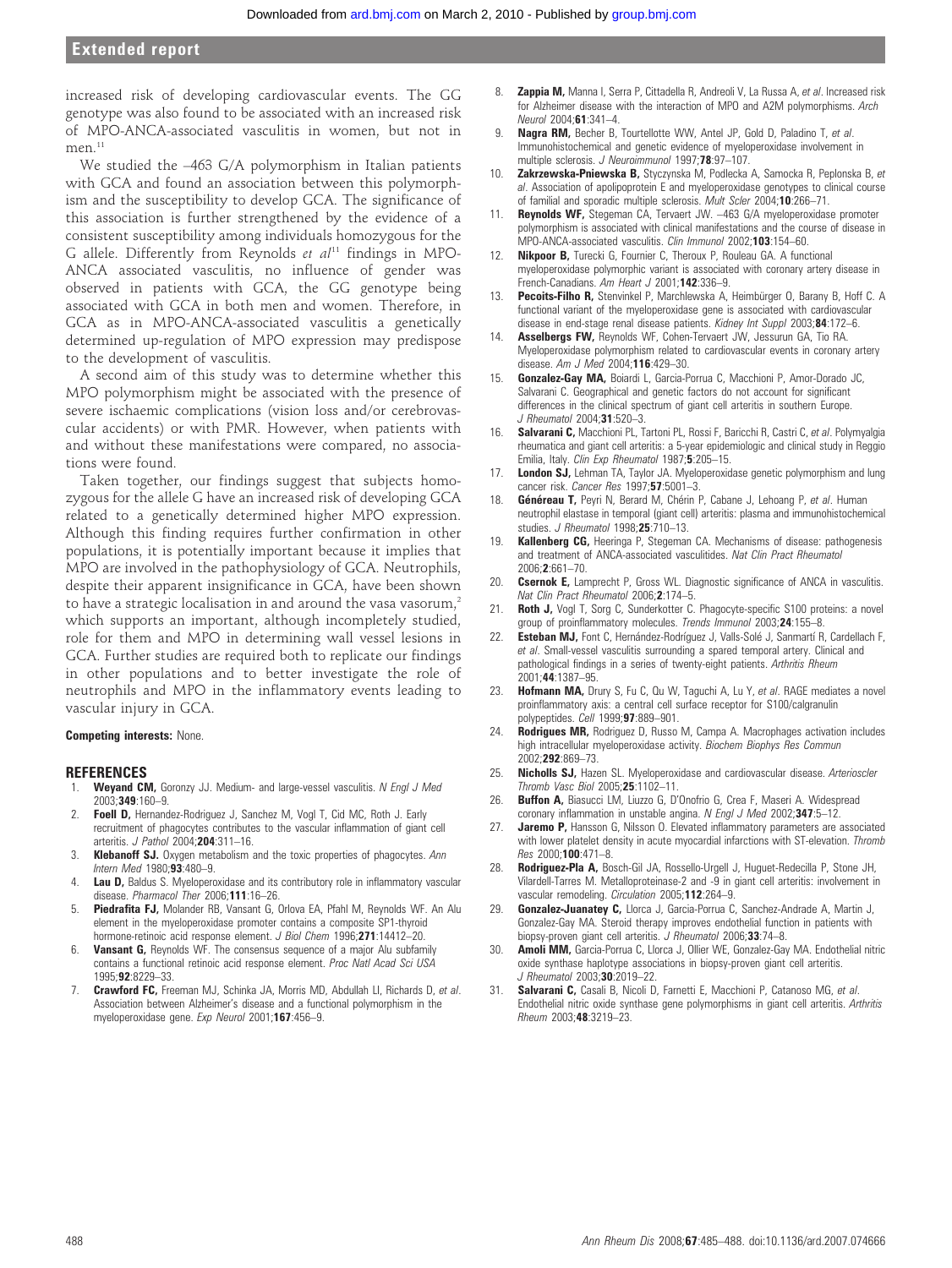increased risk of developing cardiovascular events. The GG genotype was also found to be associated with an increased risk of MPO-ANCA-associated vasculitis in women, but not in men.[11]

We studied the –463 G/A polymorphism in Italian patients with GCA and found an association between this polymorphism and the susceptibility to develop GCA. The significance of this association is further strengthened by the evidence of a consistent susceptibility among individuals homozygous for the G allele. Differently from Reynolds *et al*[11] findings in MPO-ANCA associated vasculitis, no influence of gender was observed in patients with GCA, the GG genotype being associated with GCA in both men and women. Therefore, in GCA as in MPO-ANCA-associated vasculitis a genetically determined up-regulation of MPO expression may predispose to the development of vasculitis.

A second aim of this study was to determine whether this MPO polymorphism might be associated with the presence of severe ischaemic complications (vision loss and/or cerebrovascular accidents) or with PMR. However, when patients with and without these manifestations were compared, no associations were found.

Taken together, our findings suggest that subjects homozygous for the allele G have an increased risk of developing GCA related to a genetically determined higher MPO expression. Although this finding requires further confirmation in other populations, it is potentially important because it implies that MPO are involved in the pathophysiology of GCA. Neutrophils, despite their apparent insignificance in GCA, have been shown to have a strategic localisation in and around the vasa vasorum,[2] which supports an important, although incompletely studied, role for them and MPO in determining wall vessel lesions in GCA. Further studies are required both to replicate our findings in other populations and to better investigate the role of neutrophils and MPO in the inflammatory events leading to vascular injury in GCA.

**Competing interests:** None.

## REFERENCES

1. **Weyand CM,** Goronzy JJ. Medium- and large-vessel vasculitis. *N Engl J Med* 2003;**349**:160–9.
2. **Foell D,** Hernandez-Rodriguez J, Sanchez M, Vogl T, Cid MC, Roth J. Early recruitment of phagocytes contributes to the vascular inflammation of giant cell arteritis. *J Pathol* 2004;**204**:311–16.
3. **Klebanoff SJ.** Oxygen metabolism and the toxic properties of phagocytes. *Ann Intern Med* 1980;**93**:480–9.
4. **Lau D,** Baldus S. Myeloperoxidase and its contributory role in inflammatory vascular disease. *Pharmacol Ther* 2006;**111**:16–26.
5. **Piedrafita FJ,** Molander RB, Vansant G, Orlova EA, Pfahl M, Reynolds WF. An Alu element in the myeloperoxidase promoter contains a composite SP1-thyroid hormone-retinoic acid response element. *J Biol Chem* 1996;**271**:14412–20.
6. **Vansant G,** Reynolds WF. The consensus sequence of a major Alu subfamily contains a functional retinoic acid response element. *Proc Natl Acad Sci USA* 1995;**92**:8229–33.
7. **Crawford FC,** Freeman MJ, Schinka JA, Morris MD, Abdullah LI, Richards D, *et al*. Association between Alzheimer's disease and a functional polymorphism in the myeloperoxidase gene. *Exp Neurol* 2001;**167**:456–9.
8. **Zappia M,** Manna I, Serra P, Cittadella R, Andreoli V, La Russa A, *et al*. Increased risk for Alzheimer disease with the interaction of MPO and A2M polymorphisms. *Arch Neurol* 2004;**61**:341–4.
9. **Nagra RM,** Becher B, Tourtellotte WW, Antel JP, Gold D, Paladino T, *et al*. Immunohistochemical and genetic evidence of myeloperoxidase involvement in multiple sclerosis. *J Neuroimmunol* 1997;**78**:97–107.
10. **Zakrzewska-Pniewska B,** Styczynska M, Podlecka A, Samocka R, Peplonska B, *et al*. Association of apolipoprotein E and myeloperoxidase genotypes to clinical course of familial and sporadic multiple sclerosis. *Mult Scler* 2004;**10**:266–71.
11. **Reynolds WF,** Stegeman CA, Tervaert JW. –463 G/A myeloperoxidase promoter polymorphism is associated with clinical manifestations and the course of disease in MPO-ANCA-associated vasculitis. *Clin Immunol* 2002;**103**:154–60.
12. **Nikpoor B,** Turecki G, Fournier C, Theroux P, Rouleau GA. A functional myeloperoxidase polymorphic variant is associated with coronary artery disease in French-Canadians. *Am Heart J* 2001;**142**:336–9.
13. **Pecoits-Filho R,** Stenvinkel P, Marchlewska A, Heimbürger O, Barany B, Hoff C. A functional variant of the myeloperoxidase gene is associated with cardiovascular disease in end-stage renal disease patients. *Kidney Int Suppl* 2003;**84**:172–6.
14. **Asselbergs FW,** Reynolds WF, Cohen-Tervaert JW, Jessurun GA, Tio RA. Myeloperoxidase polymorphism related to cardiovascular events in coronary artery disease. *Am J Med* 2004;**116**:429–30.
15. **Gonzalez-Gay MA,** Boiardi L, Garcia-Porrua C, Macchioni P, Amor-Dorado JC, Salvarani C. Geographical and genetic factors do not account for significant differences in the clinical spectrum of giant cell arteritis in southern Europe. *J Rheumatol* 2004;**31**:520–3.
16. **Salvarani C,** Macchioni PL, Tartoni PL, Rossi F, Baricchi R, Castri C, *et al*. Polymyalgia rheumatica and giant cell arteritis: a 5-year epidemiologic and clinical study in Reggio Emilia, Italy. *Clin Exp Rheumatol* 1987;**5**:205–15.
17. **London SJ,** Lehman TA, Taylor JA. Myeloperoxidase genetic polymorphism and lung cancer risk. *Cancer Res* 1997;**57**:5001–3.
18. **Généreau T,** Peyri N, Berard M, Chérin P, Cabane J, Lehoang P, *et al*. Human neutrophil elastase in temporal (giant cell) arteritis: plasma and immunohistochemical studies. *J Rheumatol* 1998;**25**:710–13.
19. **Kallenberg CG,** Heeringa P, Stegeman CA. Mechanisms of disease: pathogenesis and treatment of ANCA-associated vasculitides. *Nat Clin Pract Rheumatol* 2006;**2**:661–70.
20. **Csernok E,** Lamprecht P, Gross WL. Diagnostic significance of ANCA in vasculitis. *Nat Clin Pract Rheumatol* 2006;**2**:174–5.
21. **Roth J,** Vogl T, Sorg C, Sunderkotter C. Phagocyte-specific S100 proteins: a novel group of proinflammatory molecules. *Trends Immunol* 2003;**24**:155–8.
22. **Esteban MJ,** Font C, Hernández-Rodríguez J, Valls-Solé J, Sanmartí R, Cardellach F, *et al*. Small-vessel vasculitis surrounding a spared temporal artery. Clinical and pathological findings in a series of twenty-eight patients. *Arthritis Rheum* 2001;**44**:1387–95.
23. **Hofmann MA,** Drury S, Fu C, Qu W, Taguchi A, Lu Y, *et al*. RAGE mediates a novel proinflammatory axis: a central cell surface receptor for S100/calgranulin polypeptides. *Cell* 1999;**97**:889–901.
24. **Rodrigues MR,** Rodriguez D, Russo M, Campa A. Macrophages activation includes high intracellular myeloperoxidase activity. *Biochem Biophys Res Commun* 2002;**292**:869–73.
25. **Nicholls SJ,** Hazen SL. Myeloperoxidase and cardiovascular disease. *Arterioscler Thromb Vasc Biol* 2005;**25**:1102–11.
26. **Buffon A,** Biasucci LM, Liuzzo G, D'Onofrio G, Crea F, Maseri A. Widespread coronary inflammation in unstable angina. *N Engl J Med* 2002;**347**:5–12.
27. **Jaremo P,** Hansson G, Nilsson O. Elevated inflammatory parameters are associated with lower platelet density in acute myocardial infarctions with ST-elevation. *Thromb Res* 2000;**100**:471–8.
28. **Rodriguez-Pla A,** Bosch-Gil JA, Rossello-Urgell J, Huguet-Redecilla P, Stone JH, Vilardell-Tarres M. Metalloproteinase-2 and -9 in giant cell arteritis: involvement in vascular remodeling. *Circulation* 2005;**112**:264–9.
29. **Gonzalez-Juanatey C,** Llorca J, Garcia-Porrua C, Sanchez-Andrade A, Martin J, Gonzalez-Gay MA. Steroid therapy improves endothelial function in patients with biopsy-proven giant cell arteritis. *J Rheumatol* 2006;**33**:74–8.
30. **Amoli MM,** Garcia-Porrua C, Llorca J, Ollier WE, Gonzalez-Gay MA. Endothelial nitric oxide synthase haplotype associations in biopsy-proven giant cell arteritis. *J Rheumatol* 2003;**30**:2019–22.
31. **Salvarani C,** Casali B, Nicoli D, Farnetti E, Macchioni P, Catanoso MG, *et al*. Endothelial nitric oxide synthase gene polymorphisms in giant cell arteritis. *Arthritis Rheum* 2003;**48**:3219–23.